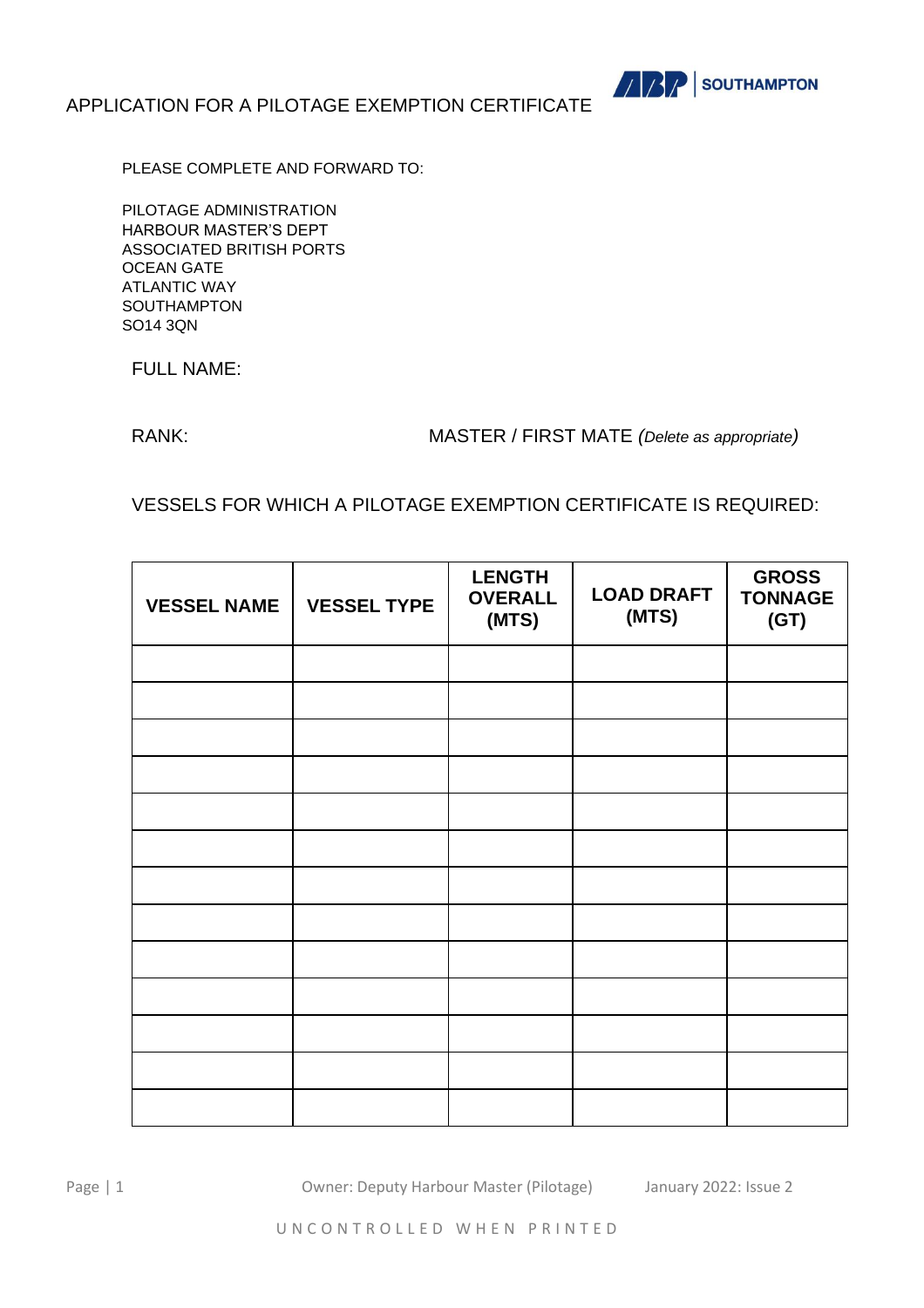# APPLICATION FOR A PILOTAGE EXEMPTION CERTIFICATE

ABP | SOUTHAMPTON

PLEASE COMPLETE AND FORWARD TO:

PILOTAGE ADMINISTRATION
HARBOUR MASTER'S DEPT
ASSOCIATED BRITISH PORTS
OCEAN GATE
ATLANTIC WAY
SOUTHAMPTON
SO14 3QN

FULL NAME:

RANK: MASTER / FIRST MATE *(Delete as appropriate)*

VESSELS FOR WHICH A PILOTAGE EXEMPTION CERTIFICATE IS REQUIRED:

| VESSEL NAME | VESSEL TYPE | LENGTH OVERALL (MTS) | LOAD DRAFT (MTS) | GROSS TONNAGE (GT) |
|---|---|---|---|---|
| | | | | |
| | | | | |
| | | | | |
| | | | | |
| | | | | |
| | | | | |
| | | | | |
| | | | | |
| | | | | |
| | | | | |
| | | | | |
| | | | | |
| | | | | |

Owner: Deputy Harbour Master (Pilotage) January 2022: Issue 2

UNCONTROLLED WHEN PRINTED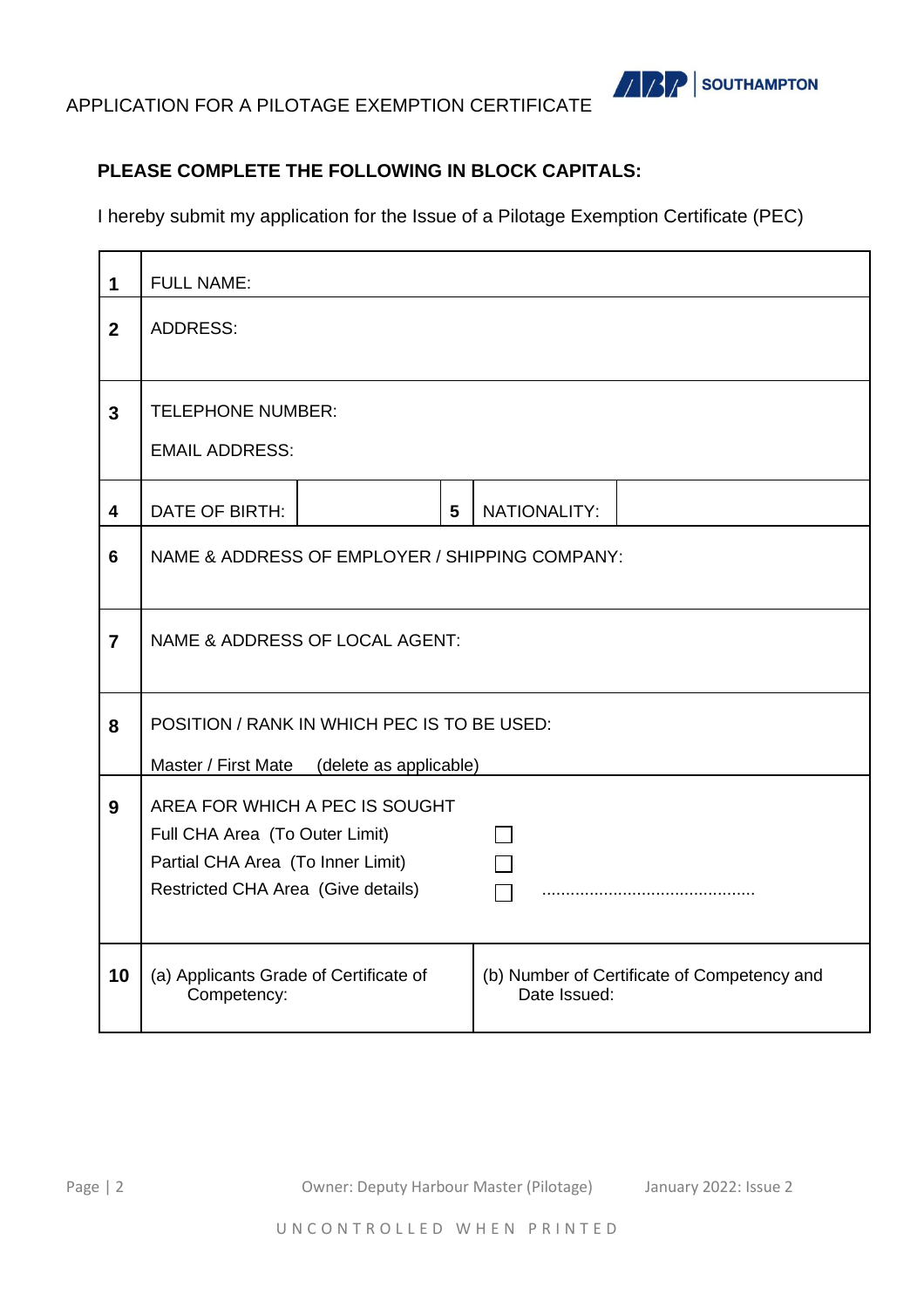APPLICATION FOR A PILOTAGE EXEMPTION CERTIFICATE

**PLEASE COMPLETE THE FOLLOWING IN BLOCK CAPITALS:**

I hereby submit my application for the Issue of a Pilotage Exemption Certificate (PEC)

| | | | | | |
|---|---|---|---|---|---|
| **1** | FULL NAME: | | | | |
| **2** | ADDRESS: | | | | |
| **3** | TELEPHONE NUMBER:<br><br>EMAIL ADDRESS: | | | | |
| **4** | DATE OF BIRTH: | | **5** | NATIONALITY: | |
| **6** | NAME & ADDRESS OF EMPLOYER / SHIPPING COMPANY: | | | | |
| **7** | NAME & ADDRESS OF LOCAL AGENT: | | | | |
| **8** | POSITION / RANK IN WHICH PEC IS TO BE USED:<br><br>Master / First Mate (delete as applicable) | | | | |
| **9** | AREA FOR WHICH A PEC IS SOUGHT<br>Full CHA Area (To Outer Limit) ☐<br>Partial CHA Area (To Inner Limit) ☐<br>Restricted CHA Area (Give details) ☐ ............................................ | | | | |
| **10** | (a) Applicants Grade of Certificate of Competency: | | (b) Number of Certificate of Competency and Date Issued: | | |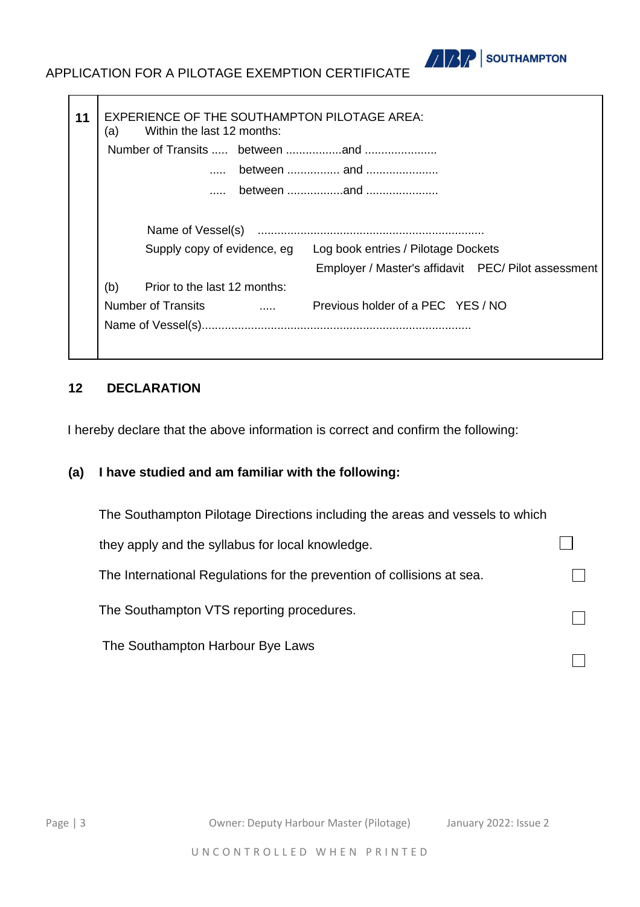| 11 | EXPERIENCE OF THE SOUTHAMPTON PILOTAGE AREA:<br>(a) Within the last 12 months:<br>Number of Transits ..... between .................and ......................<br>..... between ................ and ......................<br>..... between .................and ......................<br><br>Name of Vessel(s) .....................................................................<br>Supply copy of evidence, eg Log book entries / Pilotage Dockets<br>Employer / Master's affidavit PEC/ Pilot assessment<br>(b) Prior to the last 12 months:<br>Number of Transits ..... Previous holder of a PEC YES / NO<br>Name of Vessel(s)................................................................................. |
|---|---|

## 12 DECLARATION

I hereby declare that the above information is correct and confirm the following:

**(a) I have studied and am familiar with the following:**

The Southampton Pilotage Directions including the areas and vessels to which they apply and the syllabus for local knowledge. ☐

The International Regulations for the prevention of collisions at sea. ☐

The Southampton VTS reporting procedures. ☐

The Southampton Harbour Bye Laws ☐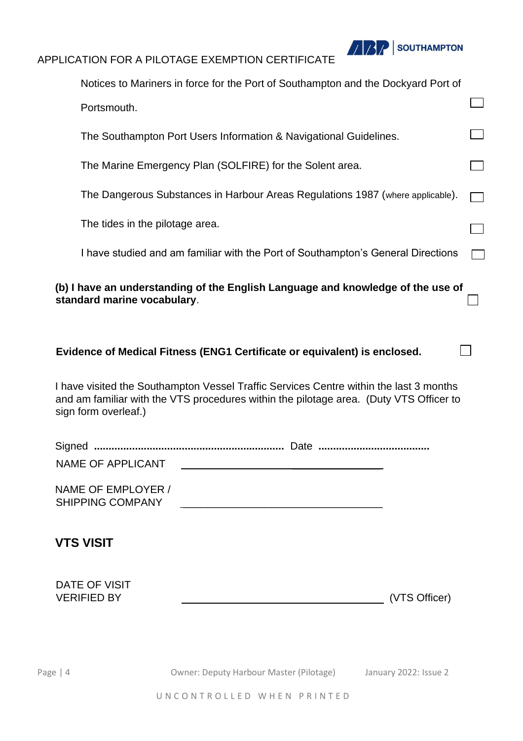Notices to Mariners in force for the Port of Southampton and the Dockyard Port of Portsmouth. ☐

The Southampton Port Users Information & Navigational Guidelines. ☐

The Marine Emergency Plan (SOLFIRE) for the Solent area. ☐

The Dangerous Substances in Harbour Areas Regulations 1987 (where applicable). ☐

The tides in the pilotage area. ☐

I have studied and am familiar with the Port of Southampton's General Directions ☐

**(b) I have an understanding of the English Language and knowledge of the use of standard marine vocabulary**. ☐

**Evidence of Medical Fitness (ENG1 Certificate or equivalent) is enclosed.** ☐

I have visited the Southampton Vessel Traffic Services Centre within the last 3 months and am familiar with the VTS procedures within the pilotage area. (Duty VTS Officer to sign form overleaf.)

Signed ................................................................ Date .....................................

NAME OF APPLICANT ____________________________________

NAME OF EMPLOYER / SHIPPING COMPANY ____________________________________

## VTS VISIT

DATE OF VISIT

VERIFIED BY ____________________________________ (VTS Officer)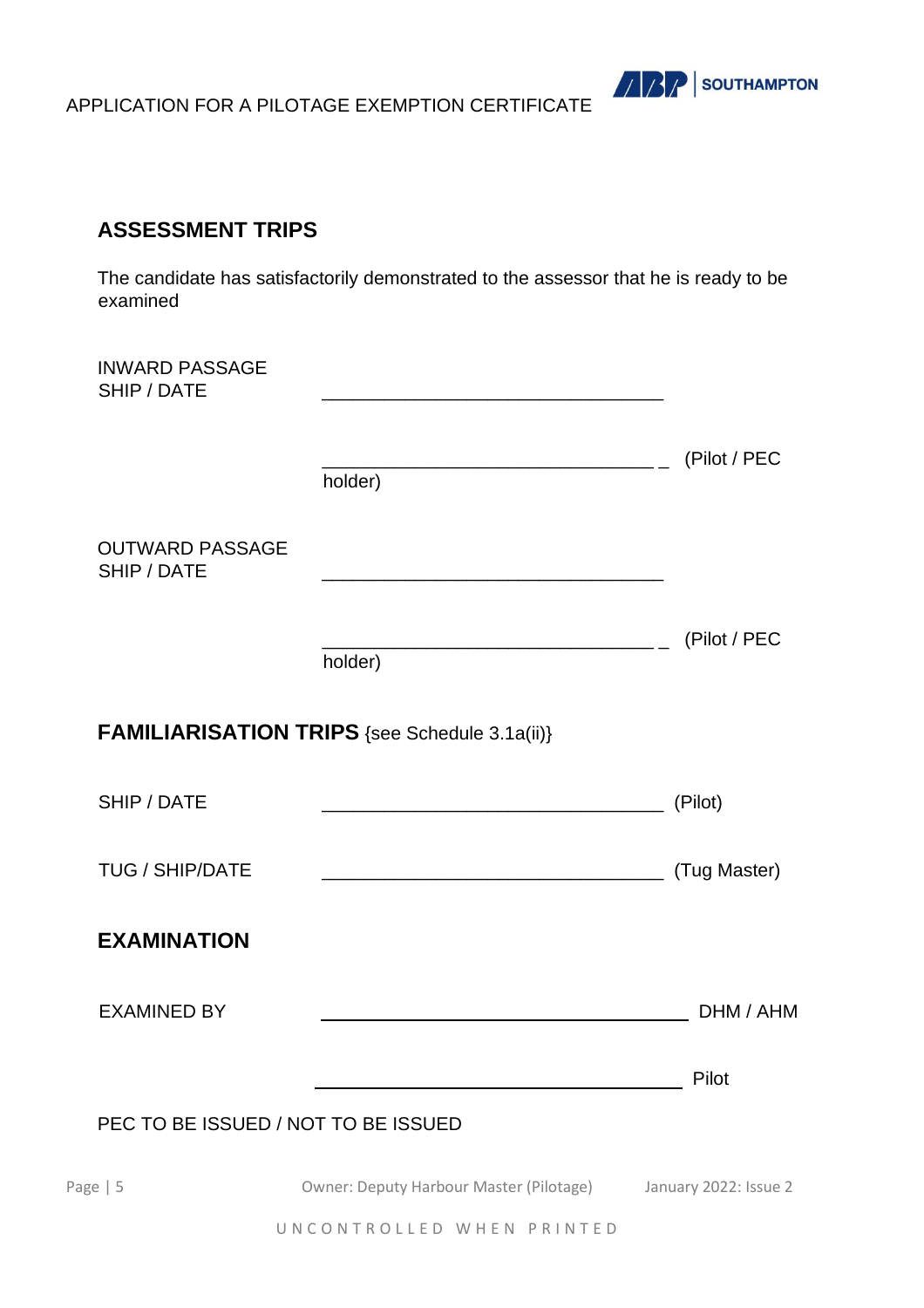## ASSESSMENT TRIPS

The candidate has satisfactorily demonstrated to the assessor that he is ready to be examined

INWARD PASSAGE
SHIP / DATE ________________________________

________________________________ _ (Pilot / PEC holder)

OUTWARD PASSAGE
SHIP / DATE ________________________________

________________________________ _ (Pilot / PEC holder)

## FAMILIARISATION TRIPS {see Schedule 3.1a(ii)}

SHIP / DATE ________________________________ (Pilot)

TUG / SHIP/DATE ________________________________ (Tug Master)

## EXAMINATION

EXAMINED BY ________________________________ DHM / AHM

________________________________ Pilot

PEC TO BE ISSUED / NOT TO BE ISSUED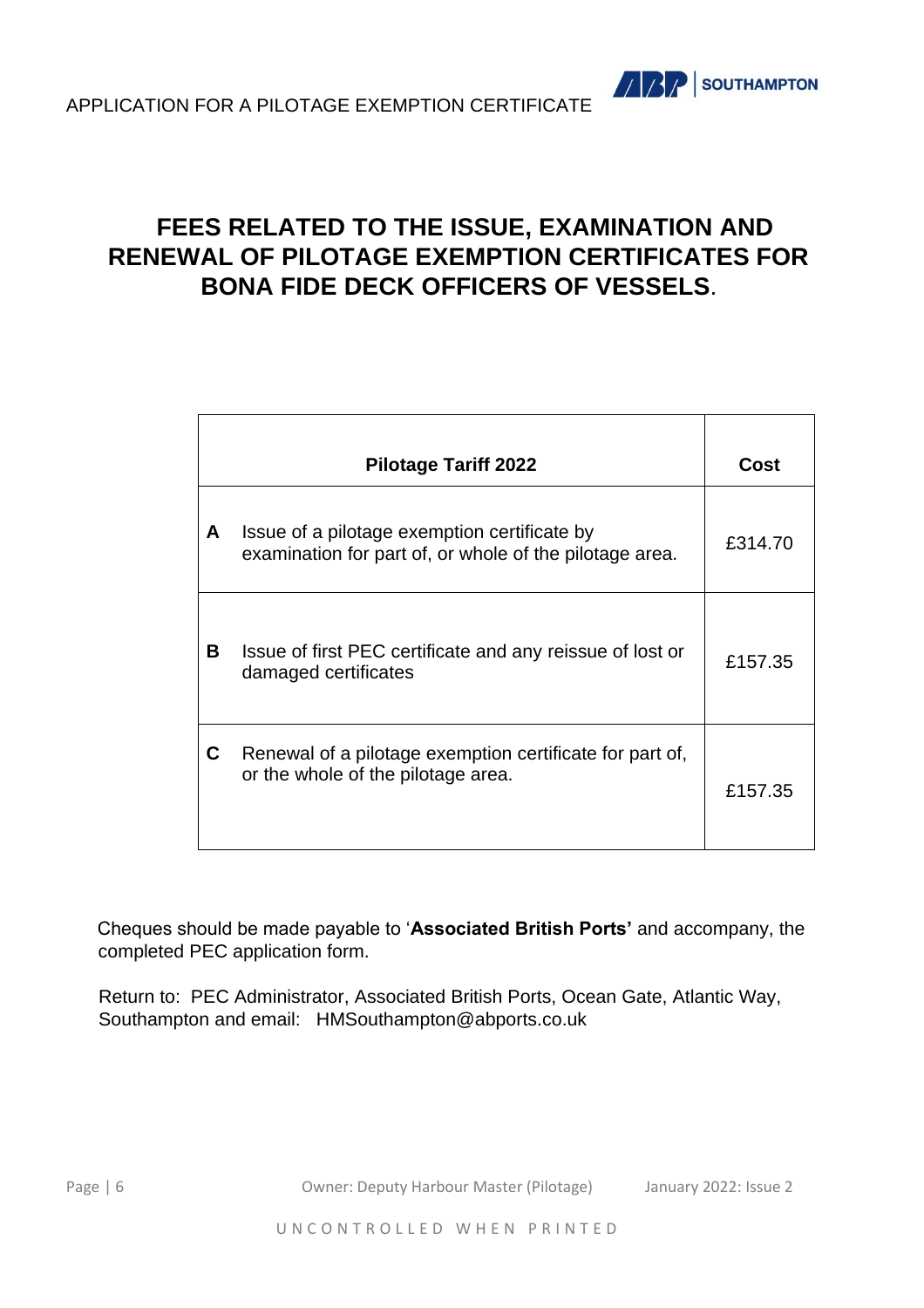# FEES RELATED TO THE ISSUE, EXAMINATION AND RENEWAL OF PILOTAGE EXEMPTION CERTIFICATES FOR BONA FIDE DECK OFFICERS OF VESSELS.

| | Pilotage Tariff 2022 | Cost |
|---|---|---|
| A | Issue of a pilotage exemption certificate by examination for part of, or whole of the pilotage area. | £314.70 |
| B | Issue of first PEC certificate and any reissue of lost or damaged certificates | £157.35 |
| C | Renewal of a pilotage exemption certificate for part of, or the whole of the pilotage area. | £157.35 |

Cheques should be made payable to '**Associated British Ports'** and accompany, the completed PEC application form.

Return to: PEC Administrator, Associated British Ports, Ocean Gate, Atlantic Way, Southampton and email: HMSouthampton@abports.co.uk